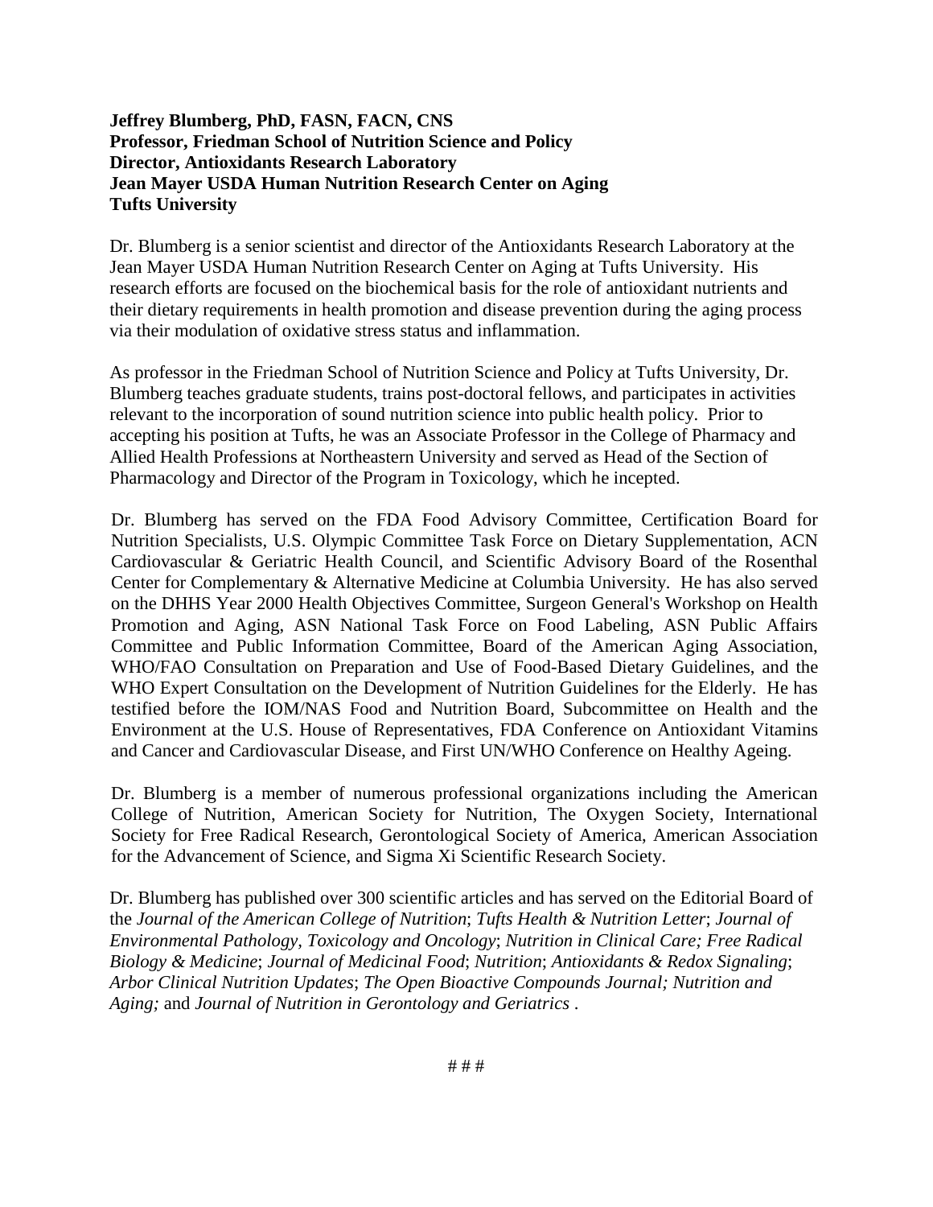**Jeffrey Blumberg, PhD, FASN, FACN, CNS**
**Professor, Friedman School of Nutrition Science and Policy**
**Director, Antioxidants Research Laboratory**
**Jean Mayer USDA Human Nutrition Research Center on Aging**
**Tufts University**

Dr. Blumberg is a senior scientist and director of the Antioxidants Research Laboratory at the Jean Mayer USDA Human Nutrition Research Center on Aging at Tufts University. His research efforts are focused on the biochemical basis for the role of antioxidant nutrients and their dietary requirements in health promotion and disease prevention during the aging process via their modulation of oxidative stress status and inflammation.

As professor in the Friedman School of Nutrition Science and Policy at Tufts University, Dr. Blumberg teaches graduate students, trains post-doctoral fellows, and participates in activities relevant to the incorporation of sound nutrition science into public health policy. Prior to accepting his position at Tufts, he was an Associate Professor in the College of Pharmacy and Allied Health Professions at Northeastern University and served as Head of the Section of Pharmacology and Director of the Program in Toxicology, which he incepted.

Dr. Blumberg has served on the FDA Food Advisory Committee, Certification Board for Nutrition Specialists, U.S. Olympic Committee Task Force on Dietary Supplementation, ACN Cardiovascular & Geriatric Health Council, and Scientific Advisory Board of the Rosenthal Center for Complementary & Alternative Medicine at Columbia University. He has also served on the DHHS Year 2000 Health Objectives Committee, Surgeon General's Workshop on Health Promotion and Aging, ASN National Task Force on Food Labeling, ASN Public Affairs Committee and Public Information Committee, Board of the American Aging Association, WHO/FAO Consultation on Preparation and Use of Food-Based Dietary Guidelines, and the WHO Expert Consultation on the Development of Nutrition Guidelines for the Elderly. He has testified before the IOM/NAS Food and Nutrition Board, Subcommittee on Health and the Environment at the U.S. House of Representatives, FDA Conference on Antioxidant Vitamins and Cancer and Cardiovascular Disease, and First UN/WHO Conference on Healthy Ageing.

Dr. Blumberg is a member of numerous professional organizations including the American College of Nutrition, American Society for Nutrition, The Oxygen Society, International Society for Free Radical Research, Gerontological Society of America, American Association for the Advancement of Science, and Sigma Xi Scientific Research Society.

Dr. Blumberg has published over 300 scientific articles and has served on the Editorial Board of the *Journal of the American College of Nutrition*; *Tufts Health & Nutrition Letter*; *Journal of Environmental Pathology, Toxicology and Oncology*; *Nutrition in Clinical Care; Free Radical Biology & Medicine*; *Journal of Medicinal Food*; *Nutrition*; *Antioxidants & Redox Signaling*; *Arbor Clinical Nutrition Updates*; *The Open Bioactive Compounds Journal; Nutrition and Aging;* and *Journal of Nutrition in Gerontology and Geriatrics* .

# # #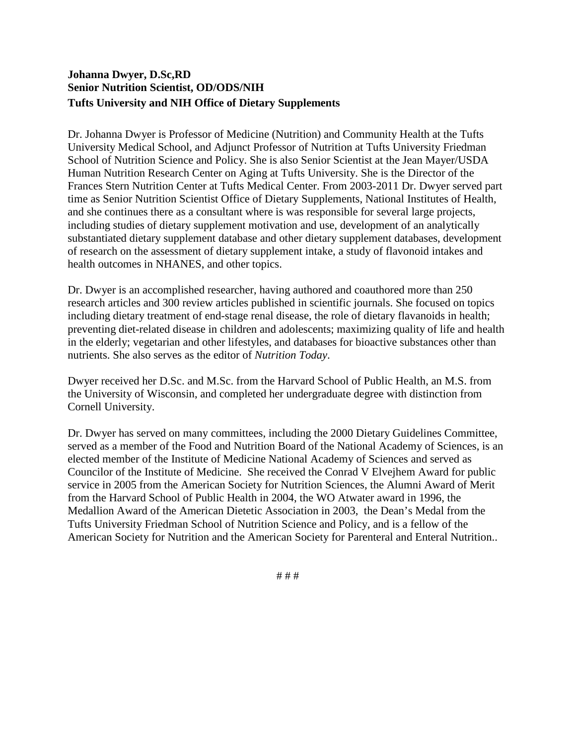**Johanna Dwyer, D.Sc,RD**
**Senior Nutrition Scientist, OD/ODS/NIH**
**Tufts University and NIH Office of Dietary Supplements**

Dr. Johanna Dwyer is Professor of Medicine (Nutrition) and Community Health at the Tufts University Medical School, and Adjunct Professor of Nutrition at Tufts University Friedman School of Nutrition Science and Policy. She is also Senior Scientist at the Jean Mayer/USDA Human Nutrition Research Center on Aging at Tufts University. She is the Director of the Frances Stern Nutrition Center at Tufts Medical Center. From 2003-2011 Dr. Dwyer served part time as Senior Nutrition Scientist Office of Dietary Supplements, National Institutes of Health, and she continues there as a consultant where is was responsible for several large projects, including studies of dietary supplement motivation and use, development of an analytically substantiated dietary supplement database and other dietary supplement databases, development of research on the assessment of dietary supplement intake, a study of flavonoid intakes and health outcomes in NHANES, and other topics.

Dr. Dwyer is an accomplished researcher, having authored and coauthored more than 250 research articles and 300 review articles published in scientific journals. She focused on topics including dietary treatment of end-stage renal disease, the role of dietary flavanoids in health; preventing diet-related disease in children and adolescents; maximizing quality of life and health in the elderly; vegetarian and other lifestyles, and databases for bioactive substances other than nutrients. She also serves as the editor of *Nutrition Today*.

Dwyer received her D.Sc. and M.Sc. from the Harvard School of Public Health, an M.S. from the University of Wisconsin, and completed her undergraduate degree with distinction from Cornell University.

Dr. Dwyer has served on many committees, including the 2000 Dietary Guidelines Committee, served as a member of the Food and Nutrition Board of the National Academy of Sciences, is an elected member of the Institute of Medicine National Academy of Sciences and served as Councilor of the Institute of Medicine. She received the Conrad V Elvejhem Award for public service in 2005 from the American Society for Nutrition Sciences, the Alumni Award of Merit from the Harvard School of Public Health in 2004, the WO Atwater award in 1996, the Medallion Award of the American Dietetic Association in 2003, the Dean's Medal from the Tufts University Friedman School of Nutrition Science and Policy, and is a fellow of the American Society for Nutrition and the American Society for Parenteral and Enteral Nutrition..

# # #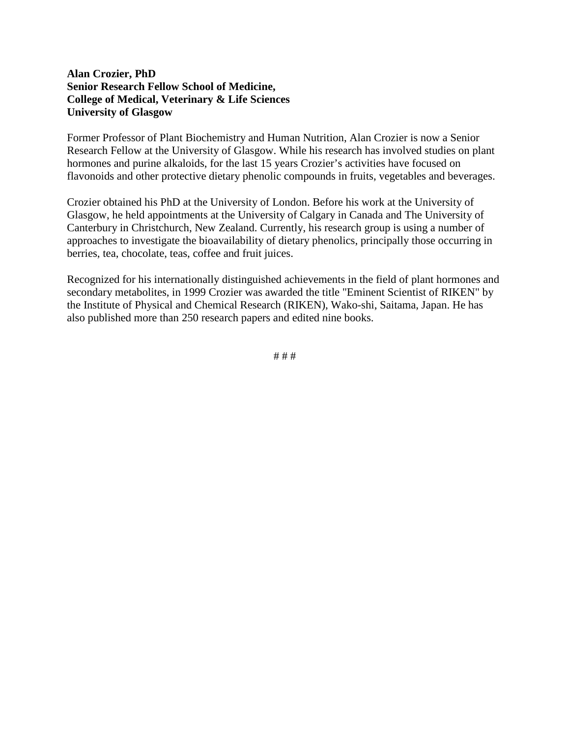**Alan Crozier, PhD**
**Senior Research Fellow School of Medicine,**
**College of Medical, Veterinary & Life Sciences**
**University of Glasgow**

Former Professor of Plant Biochemistry and Human Nutrition, Alan Crozier is now a Senior Research Fellow at the University of Glasgow. While his research has involved studies on plant hormones and purine alkaloids, for the last 15 years Crozier's activities have focused on flavonoids and other protective dietary phenolic compounds in fruits, vegetables and beverages.

Crozier obtained his PhD at the University of London. Before his work at the University of Glasgow, he held appointments at the University of Calgary in Canada and The University of Canterbury in Christchurch, New Zealand. Currently, his research group is using a number of approaches to investigate the bioavailability of dietary phenolics, principally those occurring in berries, tea, chocolate, teas, coffee and fruit juices.

Recognized for his internationally distinguished achievements in the field of plant hormones and secondary metabolites, in 1999 Crozier was awarded the title "Eminent Scientist of RIKEN" by the Institute of Physical and Chemical Research (RIKEN), Wako-shi, Saitama, Japan. He has also published more than 250 research papers and edited nine books.

# # #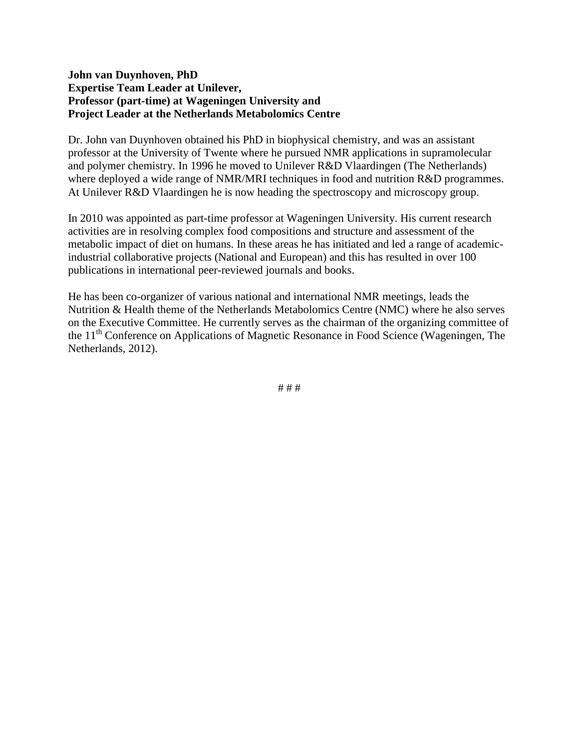**John van Duynhoven, PhD**
**Expertise Team Leader at Unilever,**
**Professor (part-time) at Wageningen University and**
**Project Leader at the Netherlands Metabolomics Centre**

Dr. John van Duynhoven obtained his PhD in biophysical chemistry, and was an assistant professor at the University of Twente where he pursued NMR applications in supramolecular and polymer chemistry. In 1996 he moved to Unilever R&D Vlaardingen (The Netherlands) where deployed a wide range of NMR/MRI techniques in food and nutrition R&D programmes. At Unilever R&D Vlaardingen he is now heading the spectroscopy and microscopy group.

In 2010 was appointed as part-time professor at Wageningen University. His current research activities are in resolving complex food compositions and structure and assessment of the metabolic impact of diet on humans. In these areas he has initiated and led a range of academic-industrial collaborative projects (National and European) and this has resulted in over 100 publications in international peer-reviewed journals and books.

He has been co-organizer of various national and international NMR meetings, leads the Nutrition & Health theme of the Netherlands Metabolomics Centre (NMC) where he also serves on the Executive Committee. He currently serves as the chairman of the organizing committee of the 11th Conference on Applications of Magnetic Resonance in Food Science (Wageningen, The Netherlands, 2012).

# # #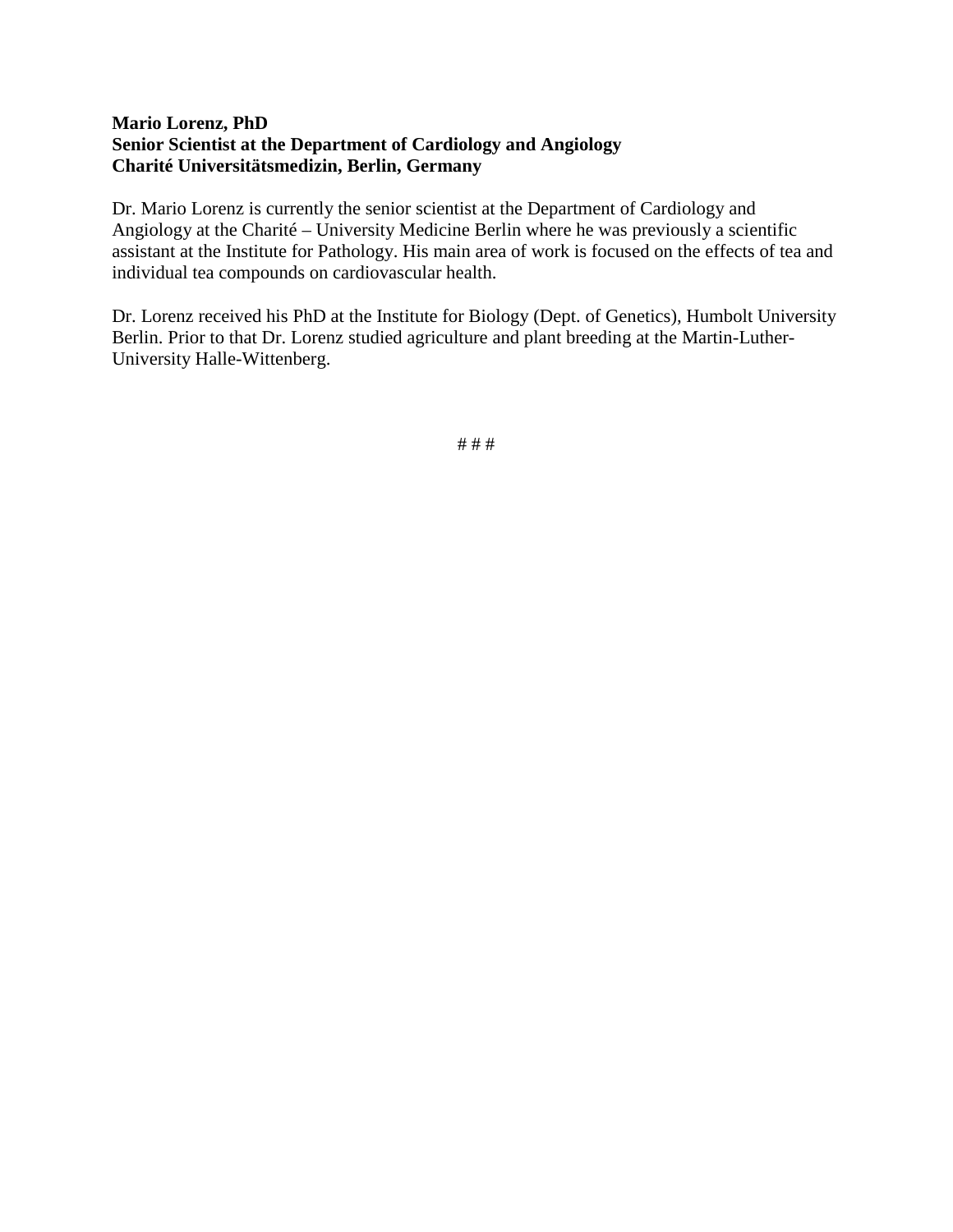**Mario Lorenz, PhD**
**Senior Scientist at the Department of Cardiology and Angiology**
**Charité Universitätsmedizin, Berlin, Germany**

Dr. Mario Lorenz is currently the senior scientist at the Department of Cardiology and Angiology at the Charité – University Medicine Berlin where he was previously a scientific assistant at the Institute for Pathology. His main area of work is focused on the effects of tea and individual tea compounds on cardiovascular health.

Dr. Lorenz received his PhD at the Institute for Biology (Dept. of Genetics), Humbolt University Berlin. Prior to that Dr. Lorenz studied agriculture and plant breeding at the Martin-Luther-University Halle-Wittenberg.

# # #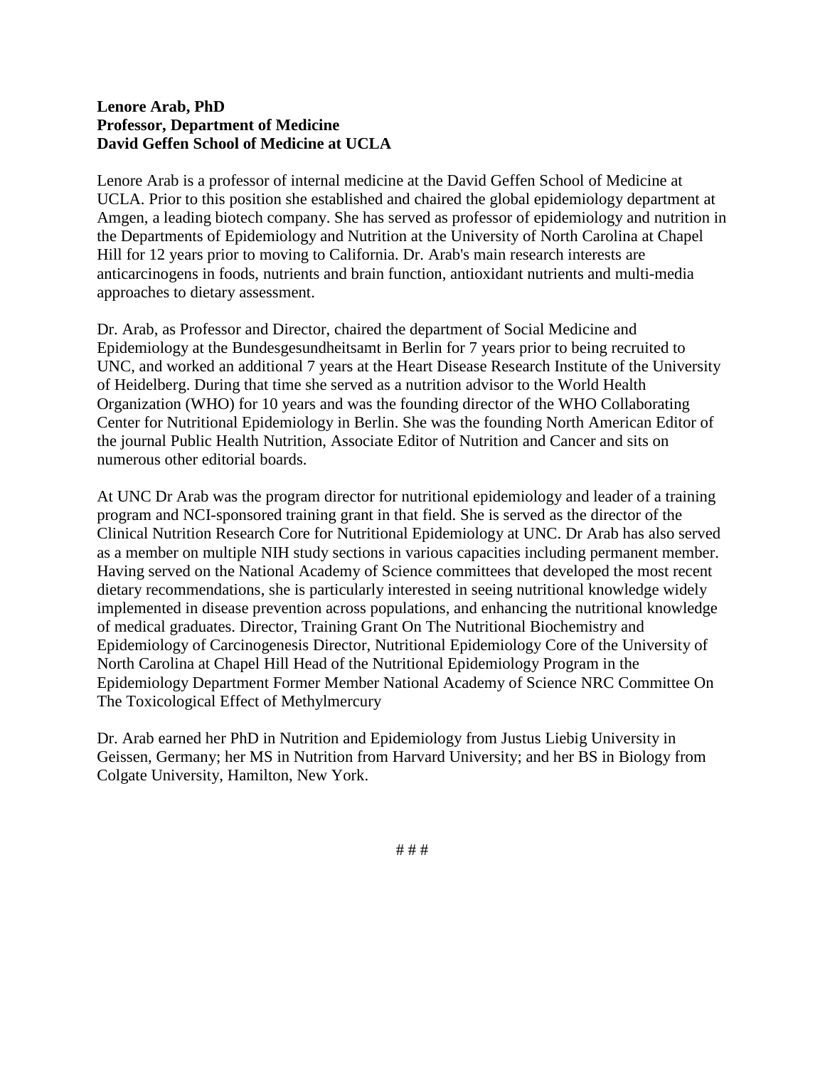**Lenore Arab, PhD**
**Professor, Department of Medicine**
**David Geffen School of Medicine at UCLA**

Lenore Arab is a professor of internal medicine at the David Geffen School of Medicine at UCLA. Prior to this position she established and chaired the global epidemiology department at Amgen, a leading biotech company. She has served as professor of epidemiology and nutrition in the Departments of Epidemiology and Nutrition at the University of North Carolina at Chapel Hill for 12 years prior to moving to California. Dr. Arab's main research interests are anticarcinogens in foods, nutrients and brain function, antioxidant nutrients and multi-media approaches to dietary assessment.

Dr. Arab, as Professor and Director, chaired the department of Social Medicine and Epidemiology at the Bundesgesundheitsamt in Berlin for 7 years prior to being recruited to UNC, and worked an additional 7 years at the Heart Disease Research Institute of the University of Heidelberg. During that time she served as a nutrition advisor to the World Health Organization (WHO) for 10 years and was the founding director of the WHO Collaborating Center for Nutritional Epidemiology in Berlin. She was the founding North American Editor of the journal Public Health Nutrition, Associate Editor of Nutrition and Cancer and sits on numerous other editorial boards.

At UNC Dr Arab was the program director for nutritional epidemiology and leader of a training program and NCI-sponsored training grant in that field. She is served as the director of the Clinical Nutrition Research Core for Nutritional Epidemiology at UNC. Dr Arab has also served as a member on multiple NIH study sections in various capacities including permanent member. Having served on the National Academy of Science committees that developed the most recent dietary recommendations, she is particularly interested in seeing nutritional knowledge widely implemented in disease prevention across populations, and enhancing the nutritional knowledge of medical graduates. Director, Training Grant On The Nutritional Biochemistry and Epidemiology of Carcinogenesis Director, Nutritional Epidemiology Core of the University of North Carolina at Chapel Hill Head of the Nutritional Epidemiology Program in the Epidemiology Department Former Member National Academy of Science NRC Committee On The Toxicological Effect of Methylmercury

Dr. Arab earned her PhD in Nutrition and Epidemiology from Justus Liebig University in Geissen, Germany; her MS in Nutrition from Harvard University; and her BS in Biology from Colgate University, Hamilton, New York.

# # #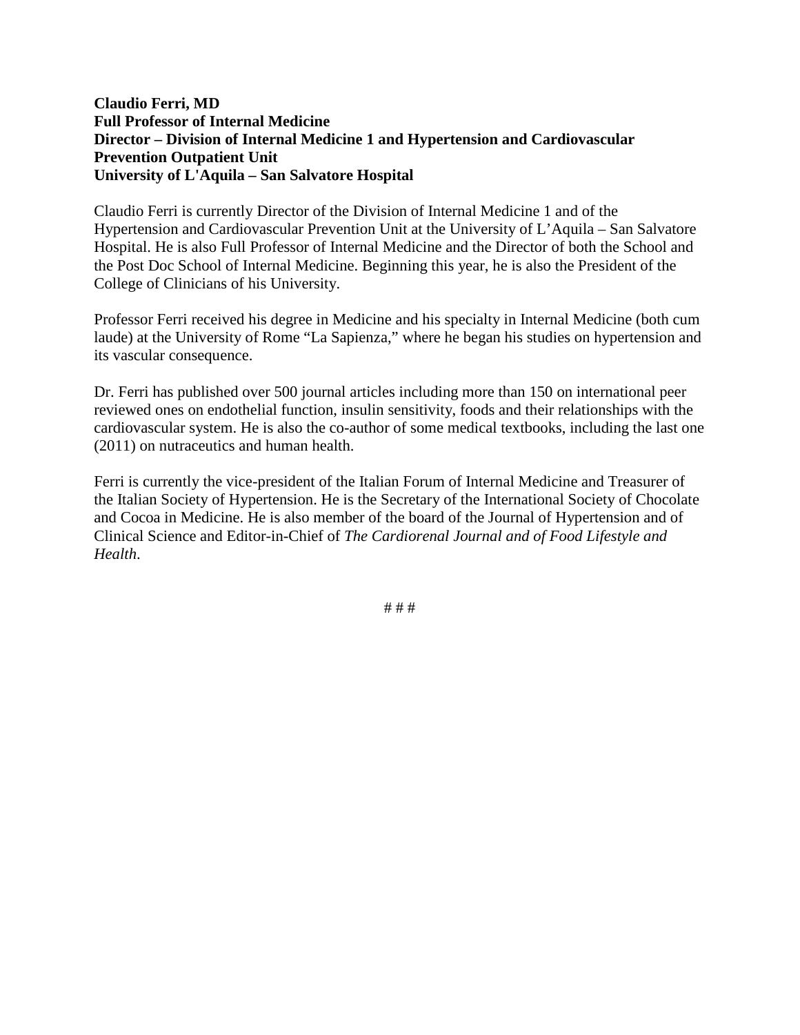**Claudio Ferri, MD**
**Full Professor of Internal Medicine**
**Director – Division of Internal Medicine 1 and Hypertension and Cardiovascular Prevention Outpatient Unit**
**University of L'Aquila – San Salvatore Hospital**

Claudio Ferri is currently Director of the Division of Internal Medicine 1 and of the Hypertension and Cardiovascular Prevention Unit at the University of L'Aquila – San Salvatore Hospital. He is also Full Professor of Internal Medicine and the Director of both the School and the Post Doc School of Internal Medicine. Beginning this year, he is also the President of the College of Clinicians of his University.

Professor Ferri received his degree in Medicine and his specialty in Internal Medicine (both cum laude) at the University of Rome "La Sapienza," where he began his studies on hypertension and its vascular consequence.

Dr. Ferri has published over 500 journal articles including more than 150 on international peer reviewed ones on endothelial function, insulin sensitivity, foods and their relationships with the cardiovascular system. He is also the co-author of some medical textbooks, including the last one (2011) on nutraceutics and human health.

Ferri is currently the vice-president of the Italian Forum of Internal Medicine and Treasurer of the Italian Society of Hypertension. He is the Secretary of the International Society of Chocolate and Cocoa in Medicine. He is also member of the board of the Journal of Hypertension and of Clinical Science and Editor-in-Chief of *The Cardiorenal Journal and of Food Lifestyle and Health*.

# # #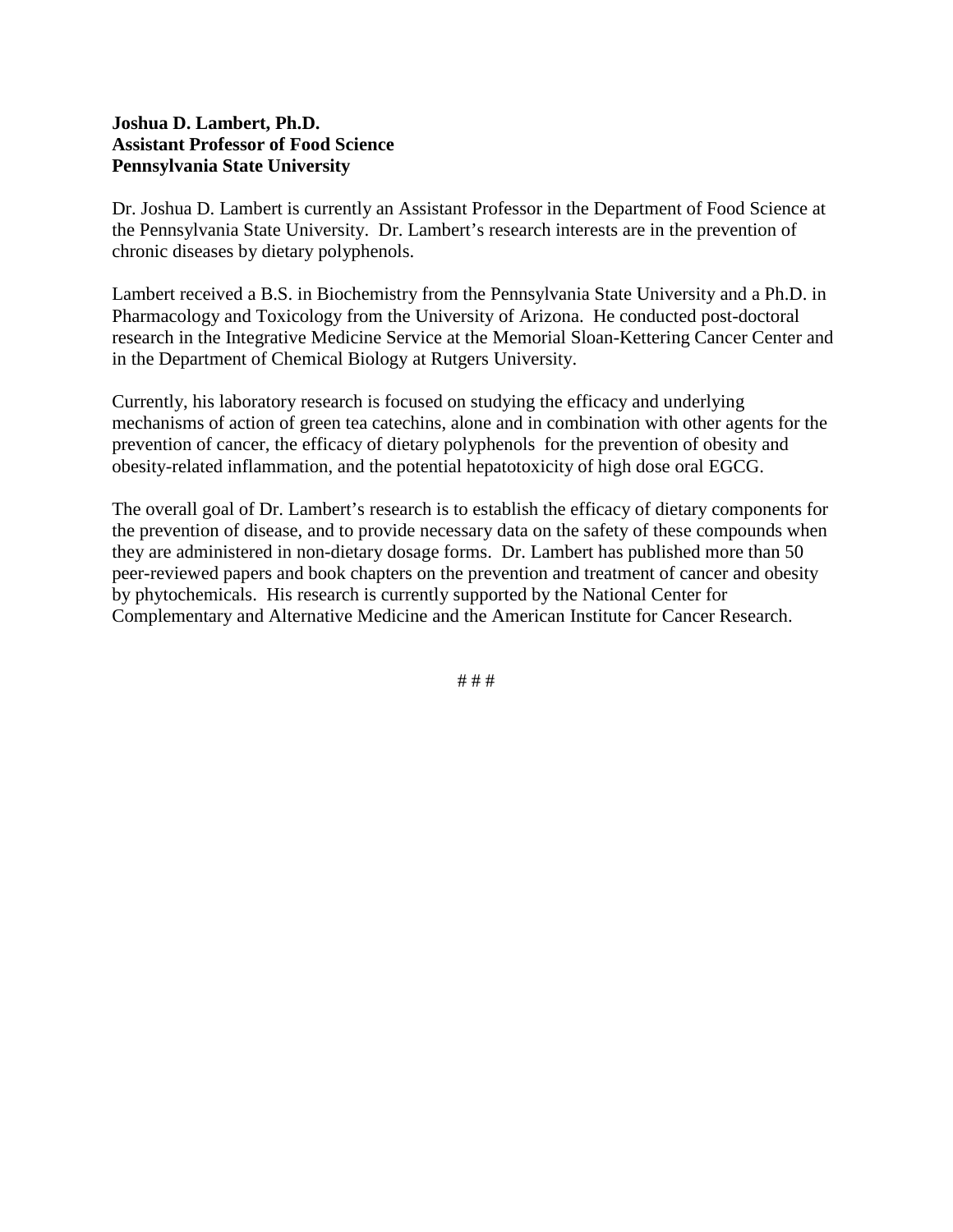**Joshua D. Lambert, Ph.D.**
**Assistant Professor of Food Science**
**Pennsylvania State University**

Dr. Joshua D. Lambert is currently an Assistant Professor in the Department of Food Science at the Pennsylvania State University. Dr. Lambert's research interests are in the prevention of chronic diseases by dietary polyphenols.

Lambert received a B.S. in Biochemistry from the Pennsylvania State University and a Ph.D. in Pharmacology and Toxicology from the University of Arizona. He conducted post-doctoral research in the Integrative Medicine Service at the Memorial Sloan-Kettering Cancer Center and in the Department of Chemical Biology at Rutgers University.

Currently, his laboratory research is focused on studying the efficacy and underlying mechanisms of action of green tea catechins, alone and in combination with other agents for the prevention of cancer, the efficacy of dietary polyphenols for the prevention of obesity and obesity-related inflammation, and the potential hepatotoxicity of high dose oral EGCG.

The overall goal of Dr. Lambert's research is to establish the efficacy of dietary components for the prevention of disease, and to provide necessary data on the safety of these compounds when they are administered in non-dietary dosage forms. Dr. Lambert has published more than 50 peer-reviewed papers and book chapters on the prevention and treatment of cancer and obesity by phytochemicals. His research is currently supported by the National Center for Complementary and Alternative Medicine and the American Institute for Cancer Research.

# # #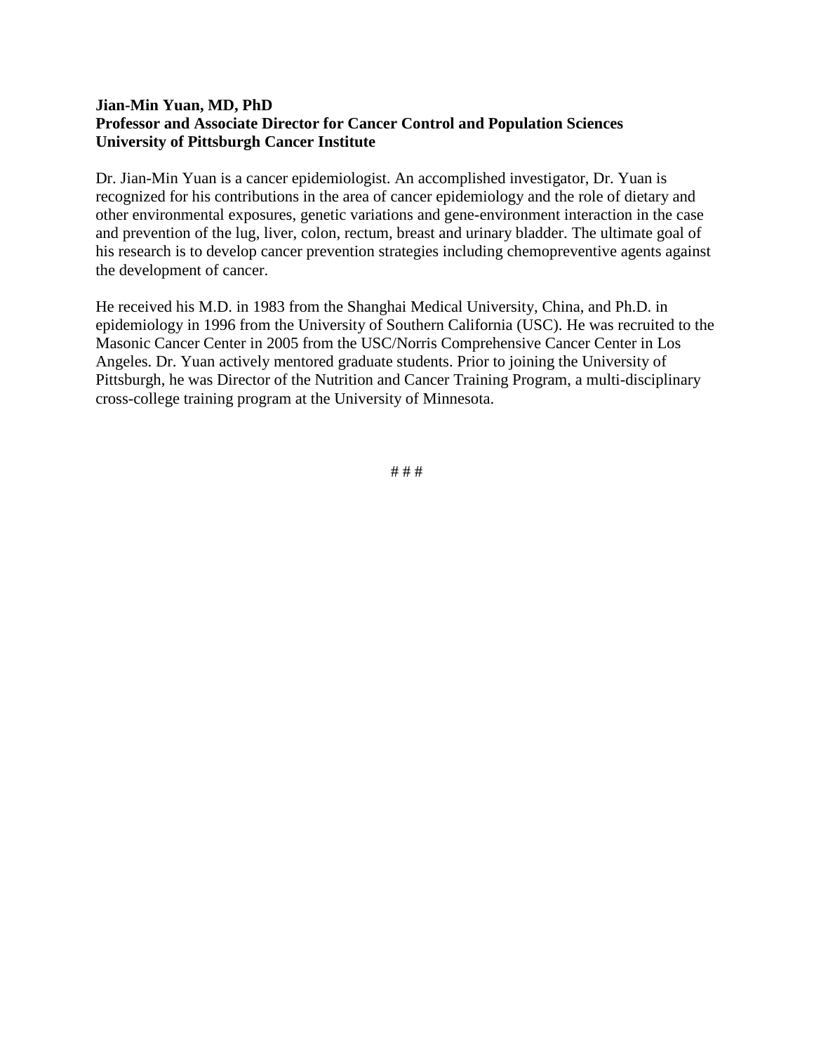**Jian-Min Yuan, MD, PhD**
**Professor and Associate Director for Cancer Control and Population Sciences**
**University of Pittsburgh Cancer Institute**

Dr. Jian-Min Yuan is a cancer epidemiologist. An accomplished investigator, Dr. Yuan is recognized for his contributions in the area of cancer epidemiology and the role of dietary and other environmental exposures, genetic variations and gene-environment interaction in the case and prevention of the lug, liver, colon, rectum, breast and urinary bladder. The ultimate goal of his research is to develop cancer prevention strategies including chemopreventive agents against the development of cancer.

He received his M.D. in 1983 from the Shanghai Medical University, China, and Ph.D. in epidemiology in 1996 from the University of Southern California (USC). He was recruited to the Masonic Cancer Center in 2005 from the USC/Norris Comprehensive Cancer Center in Los Angeles. Dr. Yuan actively mentored graduate students. Prior to joining the University of Pittsburgh, he was Director of the Nutrition and Cancer Training Program, a multi-disciplinary cross-college training program at the University of Minnesota.

# # #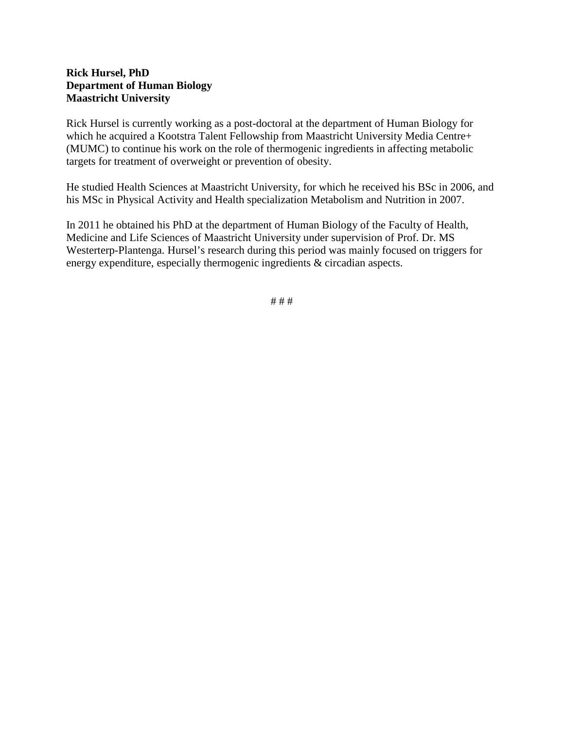**Rick Hursel, PhD**
**Department of Human Biology**
**Maastricht University**

Rick Hursel is currently working as a post-doctoral at the department of Human Biology for which he acquired a Kootstra Talent Fellowship from Maastricht University Media Centre+ (MUMC) to continue his work on the role of thermogenic ingredients in affecting metabolic targets for treatment of overweight or prevention of obesity.

He studied Health Sciences at Maastricht University, for which he received his BSc in 2006, and his MSc in Physical Activity and Health specialization Metabolism and Nutrition in 2007.

In 2011 he obtained his PhD at the department of Human Biology of the Faculty of Health, Medicine and Life Sciences of Maastricht University under supervision of Prof. Dr. MS Westerterp-Plantenga. Hursel's research during this period was mainly focused on triggers for energy expenditure, especially thermogenic ingredients & circadian aspects.

# # #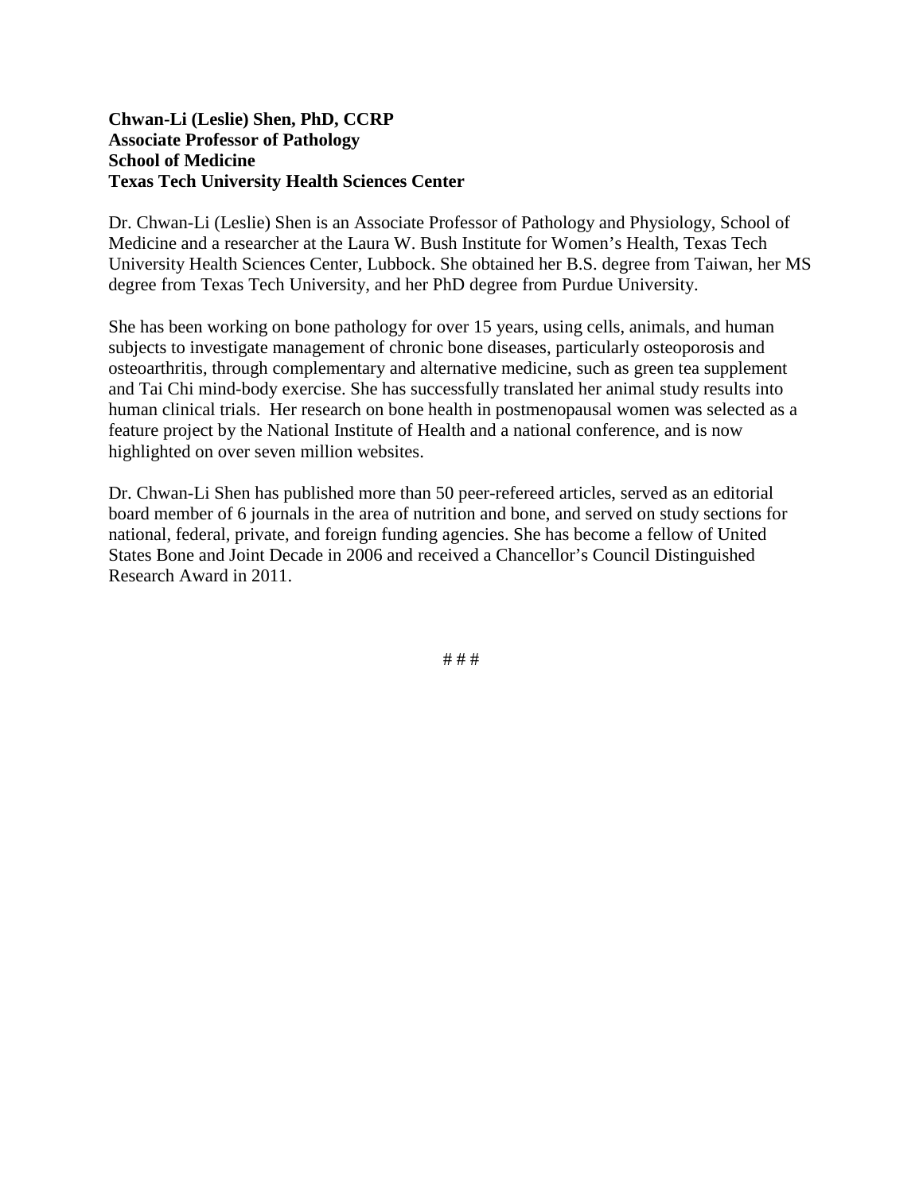**Chwan-Li (Leslie) Shen, PhD, CCRP**
**Associate Professor of Pathology**
**School of Medicine**
**Texas Tech University Health Sciences Center**

Dr. Chwan-Li (Leslie) Shen is an Associate Professor of Pathology and Physiology, School of Medicine and a researcher at the Laura W. Bush Institute for Women's Health, Texas Tech University Health Sciences Center, Lubbock. She obtained her B.S. degree from Taiwan, her MS degree from Texas Tech University, and her PhD degree from Purdue University.

She has been working on bone pathology for over 15 years, using cells, animals, and human subjects to investigate management of chronic bone diseases, particularly osteoporosis and osteoarthritis, through complementary and alternative medicine, such as green tea supplement and Tai Chi mind-body exercise. She has successfully translated her animal study results into human clinical trials. Her research on bone health in postmenopausal women was selected as a feature project by the National Institute of Health and a national conference, and is now highlighted on over seven million websites.

Dr. Chwan-Li Shen has published more than 50 peer-refereed articles, served as an editorial board member of 6 journals in the area of nutrition and bone, and served on study sections for national, federal, private, and foreign funding agencies. She has become a fellow of United States Bone and Joint Decade in 2006 and received a Chancellor's Council Distinguished Research Award in 2011.

# # #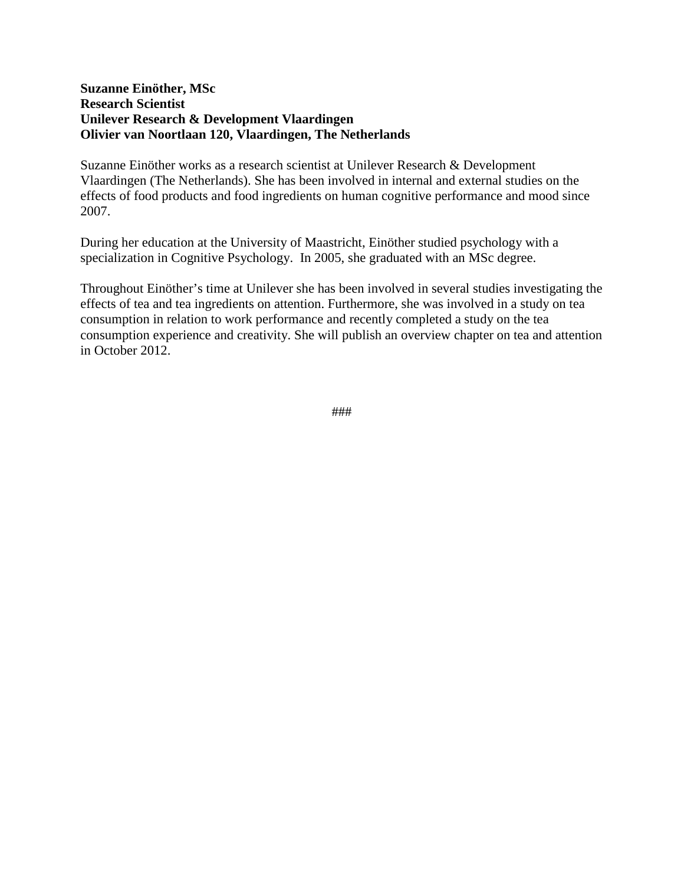**Suzanne Einöther, MSc**
**Research Scientist**
**Unilever Research & Development Vlaardingen**
**Olivier van Noortlaan 120, Vlaardingen, The Netherlands**

Suzanne Einöther works as a research scientist at Unilever Research & Development Vlaardingen (The Netherlands). She has been involved in internal and external studies on the effects of food products and food ingredients on human cognitive performance and mood since 2007.

During her education at the University of Maastricht, Einöther studied psychology with a specialization in Cognitive Psychology. In 2005, she graduated with an MSc degree.

Throughout Einöther's time at Unilever she has been involved in several studies investigating the effects of tea and tea ingredients on attention. Furthermore, she was involved in a study on tea consumption in relation to work performance and recently completed a study on the tea consumption experience and creativity. She will publish an overview chapter on tea and attention in October 2012.

###